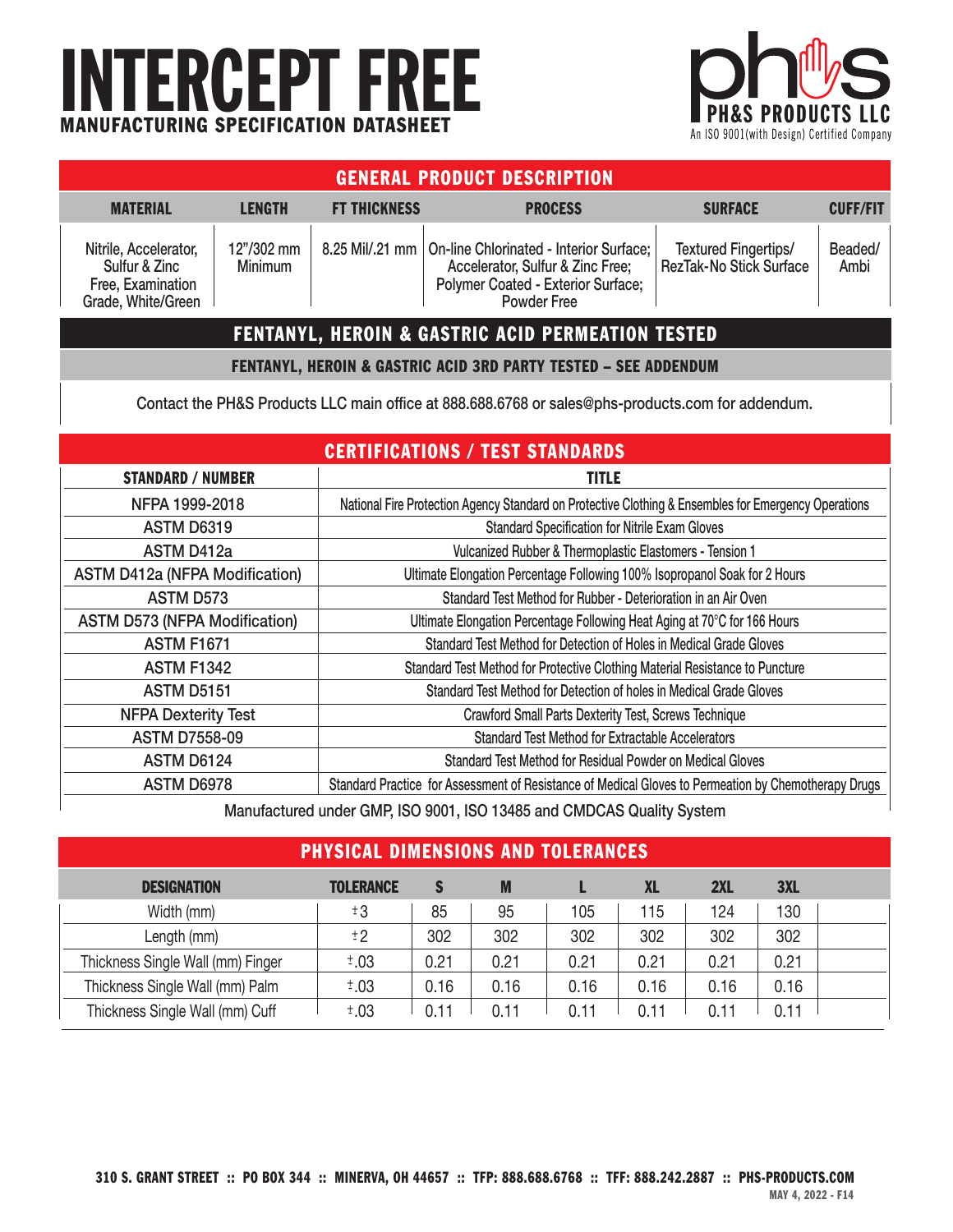# INTERCEPT FREE

**MANUFACTURING SPECIFICATION DATASHEET**

**PH&S PRODUCTS LLC**
An ISO 9001(with Design) Certified Company

## GENERAL PRODUCT DESCRIPTION

| MATERIAL | LENGTH | FT THICKNESS | PROCESS | SURFACE | CUFF/FIT |
|---|---|---|---|---|---|
| Nitrile, Accelerator, Sulfur & Zinc Free, Examination Grade, White/Green | 12"/302 mm Minimum | 8.25 Mil/.21 mm | On-line Chlorinated - Interior Surface; Accelerator, Sulfur & Zinc Free; Polymer Coated - Exterior Surface; Powder Free | Textured Fingertips/ RezTak-No Stick Surface | Beaded/ Ambi |

## FENTANYL, HEROIN & GASTRIC ACID PERMEATION TESTED

**FENTANYL, HEROIN & GASTRIC ACID 3RD PARTY TESTED – SEE ADDENDUM**

Contact the PH&S Products LLC main office at 888.688.6768 or sales@phs-products.com for addendum.

## CERTIFICATIONS / TEST STANDARDS

| STANDARD / NUMBER | TITLE |
|---|---|
| NFPA 1999-2018 | National Fire Protection Agency Standard on Protective Clothing & Ensembles for Emergency Operations |
| ASTM D6319 | Standard Specification for Nitrile Exam Gloves |
| ASTM D412a | Vulcanized Rubber & Thermoplastic Elastomers - Tension 1 |
| ASTM D412a (NFPA Modification) | Ultimate Elongation Percentage Following 100% Isopropanol Soak for 2 Hours |
| ASTM D573 | Standard Test Method for Rubber - Deterioration in an Air Oven |
| ASTM D573 (NFPA Modification) | Ultimate Elongation Percentage Following Heat Aging at 70°C for 166 Hours |
| ASTM F1671 | Standard Test Method for Detection of Holes in Medical Grade Gloves |
| ASTM F1342 | Standard Test Method for Protective Clothing Material Resistance to Puncture |
| ASTM D5151 | Standard Test Method for Detection of holes in Medical Grade Gloves |
| NFPA Dexterity Test | Crawford Small Parts Dexterity Test, Screws Technique |
| ASTM D7558-09 | Standard Test Method for Extractable Accelerators |
| ASTM D6124 | Standard Test Method for Residual Powder on Medical Gloves |
| ASTM D6978 | Standard Practice for Assessment of Resistance of Medical Gloves to Permeation by Chemotherapy Drugs |

Manufactured under GMP, ISO 9001, ISO 13485 and CMDCAS Quality System

## PHYSICAL DIMENSIONS AND TOLERANCES

| DESIGNATION | TOLERANCE | S | M | L | XL | 2XL | 3XL |
|---|---|---|---|---|---|---|---|
| Width (mm) | ±3 | 85 | 95 | 105 | 115 | 124 | 130 |
| Length (mm) | ±2 | 302 | 302 | 302 | 302 | 302 | 302 |
| Thickness Single Wall (mm) Finger | ±.03 | 0.21 | 0.21 | 0.21 | 0.21 | 0.21 | 0.21 |
| Thickness Single Wall (mm) Palm | ±.03 | 0.16 | 0.16 | 0.16 | 0.16 | 0.16 | 0.16 |
| Thickness Single Wall (mm) Cuff | ±.03 | 0.11 | 0.11 | 0.11 | 0.11 | 0.11 | 0.11 |

310 S. GRANT STREET :: PO BOX 344 :: MINERVA, OH 44657 :: TFP: 888.688.6768 :: TFF: 888.242.2887 :: PHS-PRODUCTS.COM

MAY 4, 2022 - F14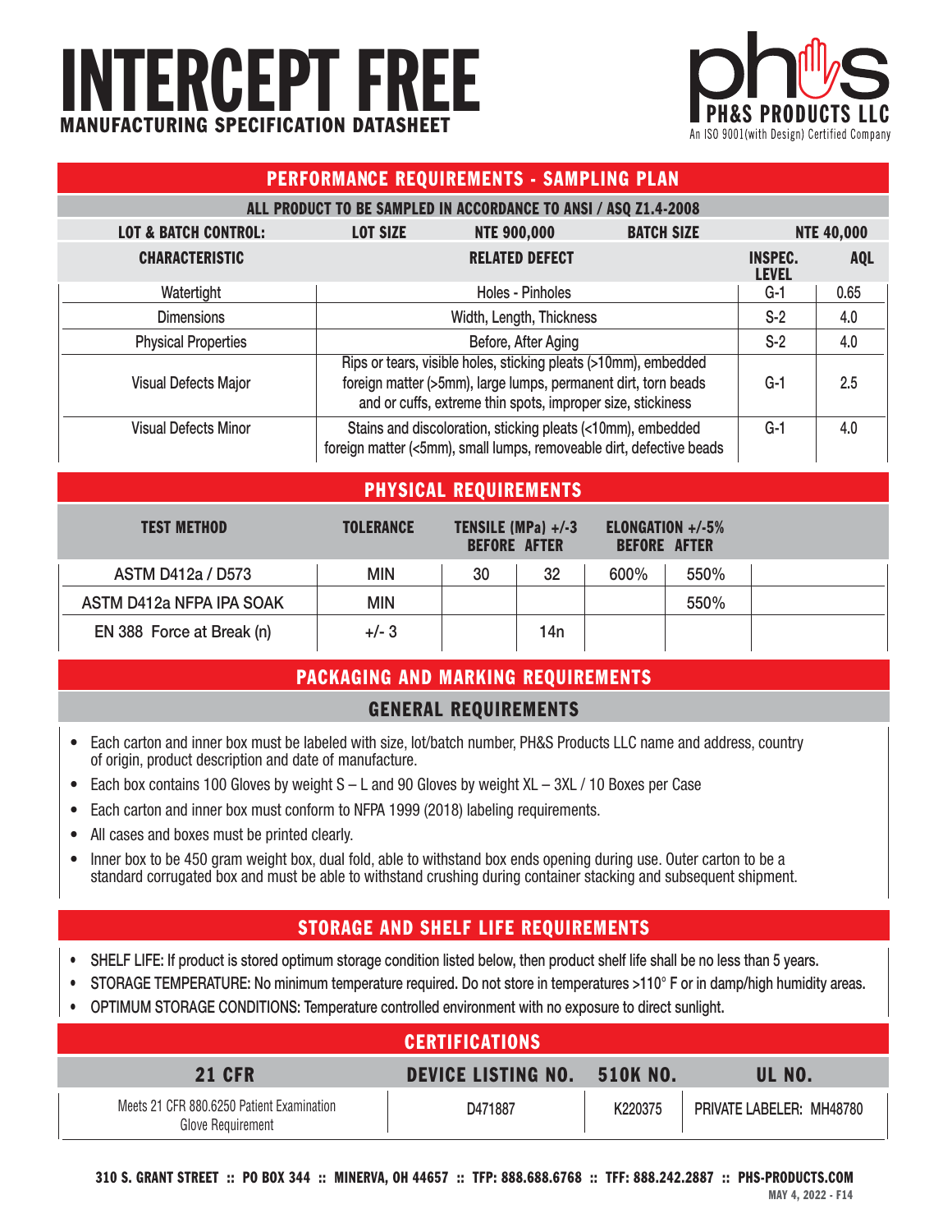# INTERCEPT FREE

## MANUFACTURING SPECIFICATION DATASHEET

PH&S PRODUCTS LLC
An ISO 9001(with Design) Certified Company

## PERFORMANCE REQUIREMENTS - SAMPLING PLAN

ALL PRODUCT TO BE SAMPLED IN ACCORDANCE TO ANSI / ASQ Z1.4-2008

| LOT & BATCH CONTROL: | LOT SIZE | NTE 900,000 | BATCH SIZE | NTE 40,000 |
|---|---|---|---|---|
| **CHARACTERISTIC** | **RELATED DEFECT** | | **INSPEC. LEVEL** | **AQL** |
| Watertight | Holes - Pinholes | | G-1 | 0.65 |
| Dimensions | Width, Length, Thickness | | S-2 | 4.0 |
| Physical Properties | Before, After Aging | | S-2 | 4.0 |
| Visual Defects Major | Rips or tears, visible holes, sticking pleats (>10mm), embedded foreign matter (>5mm), large lumps, permanent dirt, torn beads and or cuffs, extreme thin spots, improper size, stickiness | | G-1 | 2.5 |
| Visual Defects Minor | Stains and discoloration, sticking pleats (<10mm), embedded foreign matter (<5mm), small lumps, removeable dirt, defective beads | | G-1 | 4.0 |

## PHYSICAL REQUIREMENTS

| TEST METHOD | TOLERANCE | TENSILE (MPa) +/-3 BEFORE | AFTER | ELONGATION +/-5% BEFORE | AFTER | |
|---|---|---|---|---|---|---|
| ASTM D412a / D573 | MIN | 30 | 32 | 600% | 550% | |
| ASTM D412a NFPA IPA SOAK | MIN | | | | 550% | |
| EN 388 Force at Break (n) | +/- 3 | | 14n | | | |

## PACKAGING AND MARKING REQUIREMENTS

### GENERAL REQUIREMENTS

- Each carton and inner box must be labeled with size, lot/batch number, PH&S Products LLC name and address, country of origin, product description and date of manufacture.
- Each box contains 100 Gloves by weight S – L and 90 Gloves by weight XL – 3XL / 10 Boxes per Case
- Each carton and inner box must conform to NFPA 1999 (2018) labeling requirements.
- All cases and boxes must be printed clearly.
- Inner box to be 450 gram weight box, dual fold, able to withstand box ends opening during use. Outer carton to be a standard corrugated box and must be able to withstand crushing during container stacking and subsequent shipment.

## STORAGE AND SHELF LIFE REQUIREMENTS

- SHELF LIFE: If product is stored optimum storage condition listed below, then product shelf life shall be no less than 5 years.
- STORAGE TEMPERATURE: No minimum temperature required. Do not store in temperatures >110° F or in damp/high humidity areas.
- OPTIMUM STORAGE CONDITIONS: Temperature controlled environment with no exposure to direct sunlight.

## CERTIFICATIONS

| 21 CFR | DEVICE LISTING NO. | 510K NO. | UL NO. |
|---|---|---|---|
| Meets 21 CFR 880.6250 Patient Examination Glove Requirement | D471887 | K220375 | PRIVATE LABELER: MH48780 |

310 S. GRANT STREET :: PO BOX 344 :: MINERVA, OH 44657 :: TFP: 888.688.6768 :: TFF: 888.242.2887 :: PHS-PRODUCTS.COM

MAY 4, 2022 - F14